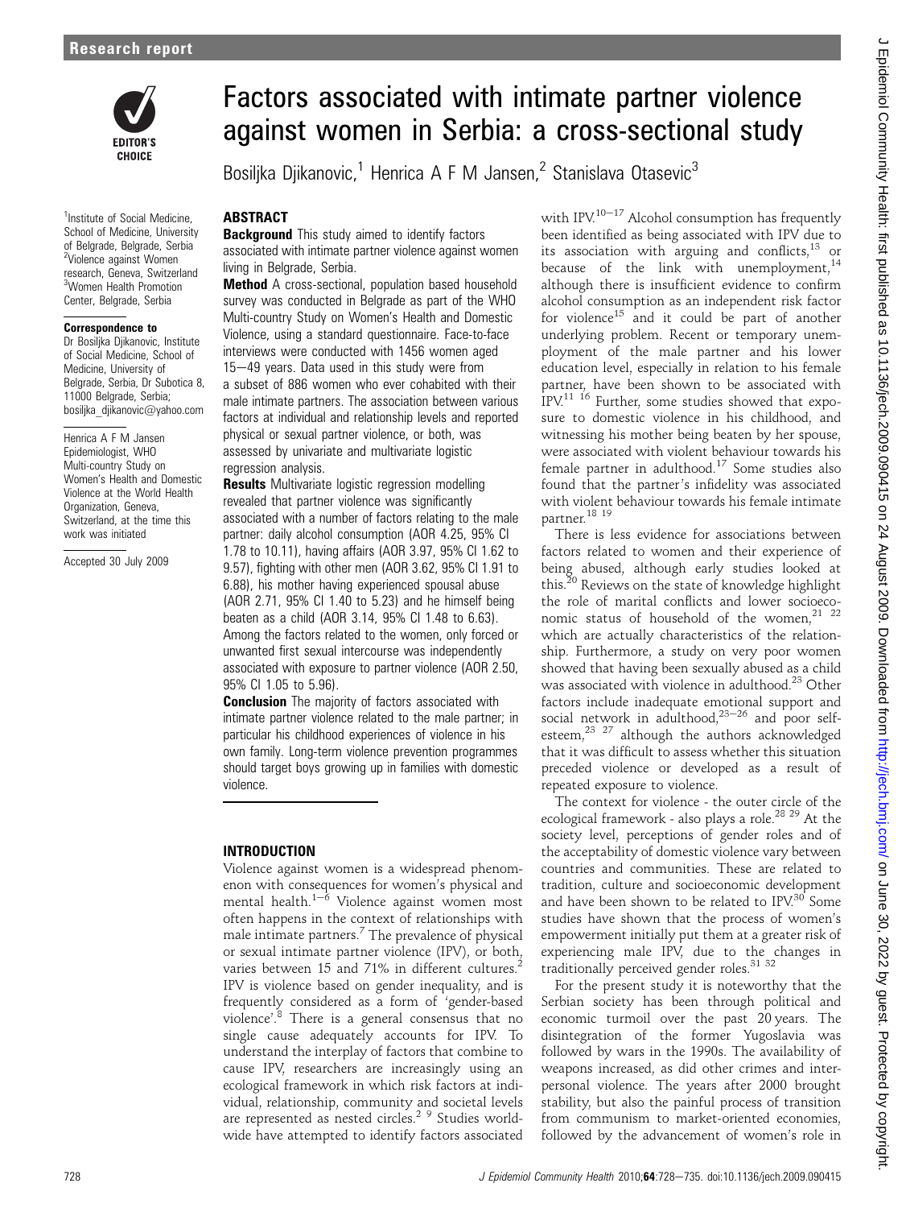# Factors associated with intimate partner violence against women in Serbia: a cross-sectional study

Bosiljka Djikanovic,[1] Henrica A F M Jansen,[2] Stanislava Otasevic[3]

[1]Institute of Social Medicine, School of Medicine, University of Belgrade, Belgrade, Serbia
[2]Violence against Women research, Geneva, Switzerland
[3]Women Health Promotion Center, Belgrade, Serbia

**Correspondence to**
Dr Bosiljka Djikanovic, Institute of Social Medicine, School of Medicine, University of Belgrade, Serbia, Dr Subotica 8, 11000 Belgrade, Serbia; bosiljka_djikanovic@yahoo.com

Henrica A F M Jansen Epidemiologist, WHO Multi-country Study on Women's Health and Domestic Violence at the World Health Organization, Geneva, Switzerland, at the time this work was initiated

Accepted 30 July 2009

## ABSTRACT

**Background** This study aimed to identify factors associated with intimate partner violence against women living in Belgrade, Serbia.

**Method** A cross-sectional, population based household survey was conducted in Belgrade as part of the WHO Multi-country Study on Women's Health and Domestic Violence, using a standard questionnaire. Face-to-face interviews were conducted with 1456 women aged 15–49 years. Data used in this study were from a subset of 886 women who ever cohabited with their male intimate partners. The association between various factors at individual and relationship levels and reported physical or sexual partner violence, or both, was assessed by univariate and multivariate logistic regression analysis.

**Results** Multivariate logistic regression modelling revealed that partner violence was significantly associated with a number of factors relating to the male partner: daily alcohol consumption (AOR 4.25, 95% CI 1.78 to 10.11), having affairs (AOR 3.97, 95% CI 1.62 to 9.57), fighting with other men (AOR 3.62, 95% CI 1.91 to 6.88), his mother having experienced spousal abuse (AOR 2.71, 95% CI 1.40 to 5.23) and he himself being beaten as a child (AOR 3.14, 95% CI 1.48 to 6.63). Among the factors related to the women, only forced or unwanted first sexual intercourse was independently associated with exposure to partner violence (AOR 2.50, 95% CI 1.05 to 5.96).

**Conclusion** The majority of factors associated with intimate partner violence related to the male partner; in particular his childhood experiences of violence in his own family. Long-term violence prevention programmes should target boys growing up in families with domestic violence.

## INTRODUCTION

Violence against women is a widespread phenomenon with consequences for women's physical and mental health.[1–6] Violence against women most often happens in the context of relationships with male intimate partners.[7] The prevalence of physical or sexual intimate partner violence (IPV), or both, varies between 15 and 71% in different cultures.[2] IPV is violence based on gender inequality, and is frequently considered as a form of 'gender-based violence'.[8] There is a general consensus that no single cause adequately accounts for IPV. To understand the interplay of factors that combine to cause IPV, researchers are increasingly using an ecological framework in which risk factors at individual, relationship, community and societal levels are represented as nested circles.[2 9] Studies worldwide have attempted to identify factors associated with IPV.[10–17] Alcohol consumption has frequently been identified as being associated with IPV due to its association with arguing and conflicts,[13] or because of the link with unemployment,[14] although there is insufficient evidence to confirm alcohol consumption as an independent risk factor for violence[15] and it could be part of another underlying problem. Recent or temporary unemployment of the male partner and his lower education level, especially in relation to his female partner, have been shown to be associated with IPV.[11 16] Further, some studies showed that exposure to domestic violence in his childhood, and witnessing his mother being beaten by her spouse, were associated with violent behaviour towards his female partner in adulthood.[17] Some studies also found that the partner's infidelity was associated with violent behaviour towards his female intimate partner.[18 19]

There is less evidence for associations between factors related to women and their experience of being abused, although early studies looked at this.[20] Reviews on the state of knowledge highlight the role of marital conflicts and lower socioeconomic status of household of the women,[21 22] which are actually characteristics of the relationship. Furthermore, a study on very poor women showed that having been sexually abused as a child was associated with violence in adulthood.[23] Other factors include inadequate emotional support and social network in adulthood,[23–26] and poor self-esteem,[23 27] although the authors acknowledged that it was difficult to assess whether this situation preceded violence or developed as a result of repeated exposure to violence.

The context for violence - the outer circle of the ecological framework - also plays a role.[28 29] At the society level, perceptions of gender roles and of the acceptability of domestic violence vary between countries and communities. These are related to tradition, culture and socioeconomic development and have been shown to be related to IPV.[30] Some studies have shown that the process of women's empowerment initially put them at a greater risk of experiencing male IPV, due to the changes in traditionally perceived gender roles.[31 32]

For the present study it is noteworthy that the Serbian society has been through political and economic turmoil over the past 20 years. The disintegration of the former Yugoslavia was followed by wars in the 1990s. The availability of weapons increased, as did other crimes and interpersonal violence. The years after 2000 brought stability, but also the painful process of transition from communism to market-oriented economies, followed by the advancement of women's role in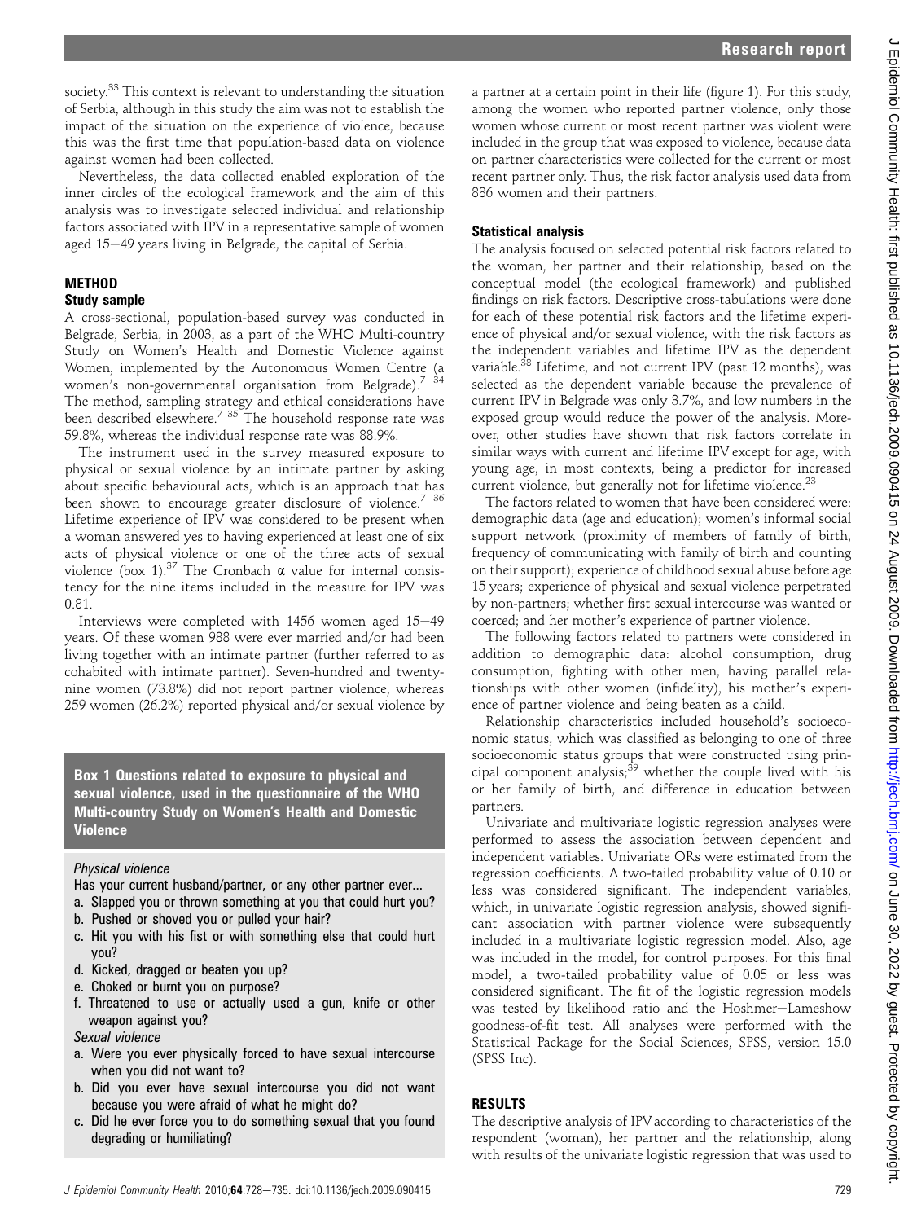society.[33] This context is relevant to understanding the situation of Serbia, although in this study the aim was not to establish the impact of the situation on the experience of violence, because this was the first time that population-based data on violence against women had been collected.

Nevertheless, the data collected enabled exploration of the inner circles of the ecological framework and the aim of this analysis was to investigate selected individual and relationship factors associated with IPV in a representative sample of women aged 15–49 years living in Belgrade, the capital of Serbia.

## METHOD

### Study sample

A cross-sectional, population-based survey was conducted in Belgrade, Serbia, in 2003, as a part of the WHO Multi-country Study on Women's Health and Domestic Violence against Women, implemented by the Autonomous Women Centre (a women's non-governmental organisation from Belgrade).[7 34] The method, sampling strategy and ethical considerations have been described elsewhere.[7 35] The household response rate was 59.8%, whereas the individual response rate was 88.9%.

The instrument used in the survey measured exposure to physical or sexual violence by an intimate partner by asking about specific behavioural acts, which is an approach that has been shown to encourage greater disclosure of violence.[7 36] Lifetime experience of IPV was considered to be present when a woman answered yes to having experienced at least one of six acts of physical violence or one of the three acts of sexual violence (box 1).[37] The Cronbach $\alpha$ value for internal consistency for the nine items included in the measure for IPV was 0.81.

Interviews were completed with 1456 women aged 15–49 years. Of these women 988 were ever married and/or had been living together with an intimate partner (further referred to as cohabited with intimate partner). Seven-hundred and twenty-nine women (73.8%) did not report partner violence, whereas 259 women (26.2%) reported physical and/or sexual violence by a partner at a certain point in their life (figure 1). For this study, among the women who reported partner violence, only those women whose current or most recent partner was violent were included in the group that was exposed to violence, because data on partner characteristics were collected for the current or most recent partner only. Thus, the risk factor analysis used data from 886 women and their partners.

**Box 1 Questions related to exposure to physical and sexual violence, used in the questionnaire of the WHO Multi-country Study on Women's Health and Domestic Violence**

*Physical violence*

Has your current husband/partner, or any other partner ever...

a. Slapped you or thrown something at you that could hurt you?
b. Pushed or shoved you or pulled your hair?
c. Hit you with his fist or with something else that could hurt you?
d. Kicked, dragged or beaten you up?
e. Choked or burnt you on purpose?
f. Threatened to use or actually used a gun, knife or other weapon against you?

*Sexual violence*

a. Were you ever physically forced to have sexual intercourse when you did not want to?
b. Did you ever have sexual intercourse you did not want because you were afraid of what he might do?
c. Did he ever force you to do something sexual that you found degrading or humiliating?

### Statistical analysis

The analysis focused on selected potential risk factors related to the woman, her partner and their relationship, based on the conceptual model (the ecological framework) and published findings on risk factors. Descriptive cross-tabulations were done for each of these potential risk factors and the lifetime experience of physical and/or sexual violence, with the risk factors as the independent variables and lifetime IPV as the dependent variable.[38] Lifetime, and not current IPV (past 12 months), was selected as the dependent variable because the prevalence of current IPV in Belgrade was only 3.7%, and low numbers in the exposed group would reduce the power of the analysis. Moreover, other studies have shown that risk factors correlate in similar ways with current and lifetime IPV except for age, with young age, in most contexts, being a predictor for increased current violence, but generally not for lifetime violence.[23]

The factors related to women that have been considered were: demographic data (age and education); women's informal social support network (proximity of members of family of birth, frequency of communicating with family of birth and counting on their support); experience of childhood sexual abuse before age 15 years; experience of physical and sexual violence perpetrated by non-partners; whether first sexual intercourse was wanted or coerced; and her mother's experience of partner violence.

The following factors related to partners were considered in addition to demographic data: alcohol consumption, drug consumption, fighting with other men, having parallel relationships with other women (infidelity), his mother's experience of partner violence and being beaten as a child.

Relationship characteristics included household's socioeconomic status, which was classified as belonging to one of three socioeconomic status groups that were constructed using principal component analysis;[39] whether the couple lived with his or her family of birth, and difference in education between partners.

Univariate and multivariate logistic regression analyses were performed to assess the association between dependent and independent variables. Univariate ORs were estimated from the regression coefficients. A two-tailed probability value of 0.10 or less was considered significant. The independent variables, which, in univariate logistic regression analysis, showed significant association with partner violence were subsequently included in a multivariate logistic regression model. Also, age was included in the model, for control purposes. For this final model, a two-tailed probability value of 0.05 or less was considered significant. The fit of the logistic regression models was tested by likelihood ratio and the Hoshmer–Lameshow goodness-of-fit test. All analyses were performed with the Statistical Package for the Social Sciences, SPSS, version 15.0 (SPSS Inc).

## RESULTS

The descriptive analysis of IPV according to characteristics of the respondent (woman), her partner and the relationship, along with results of the univariate logistic regression that was used to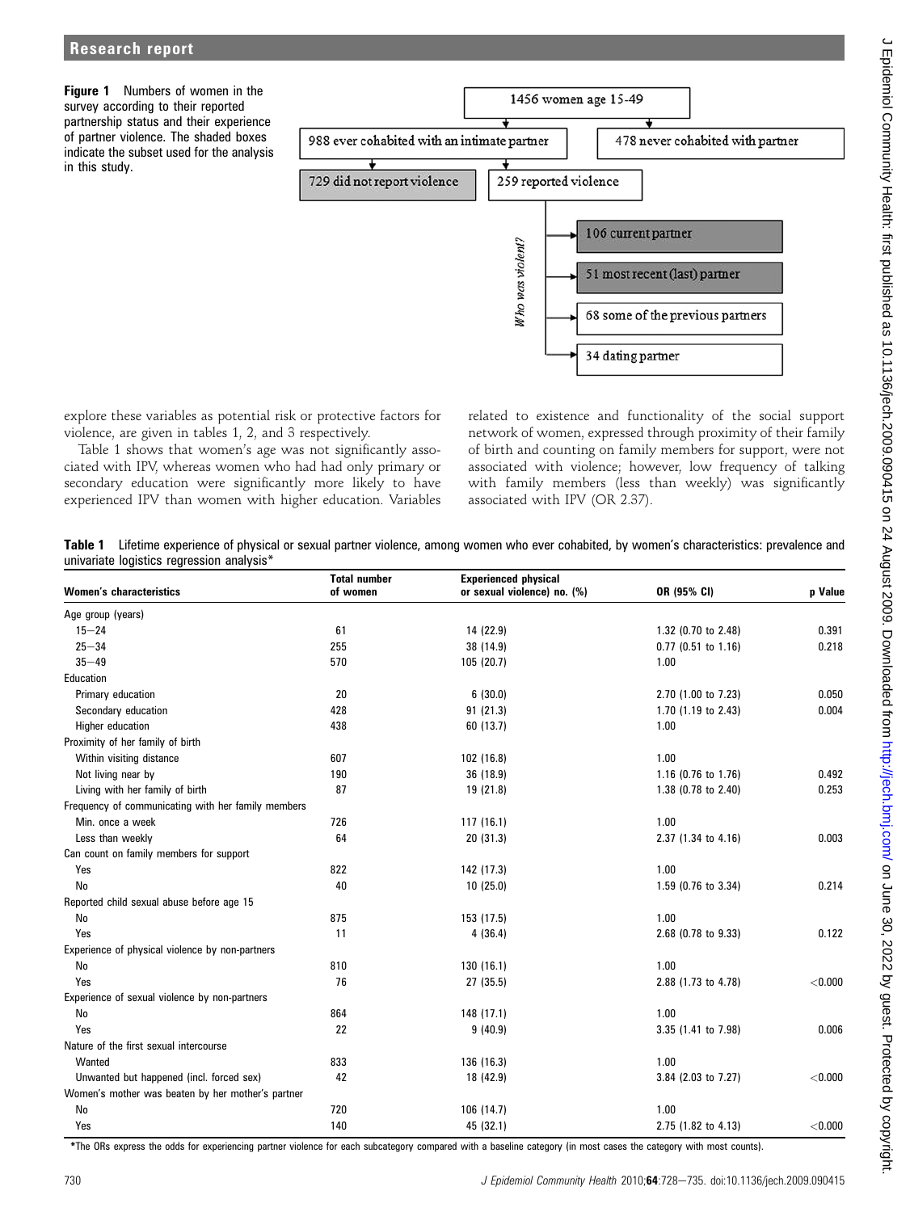Figure 1 Numbers of women in the survey according to their reported partnership status and their experience of partner violence. The shaded boxes indicate the subset used for the analysis in this study.

explore these variables as potential risk or protective factors for violence, are given in tables 1, 2, and 3 respectively.

Table 1 shows that women's age was not significantly associated with IPV, whereas women who had had only primary or secondary education were significantly more likely to have experienced IPV than women with higher education. Variables related to existence and functionality of the social support network of women, expressed through proximity of their family of birth and counting on family members for support, were not associated with violence; however, low frequency of talking with family members (less than weekly) was significantly associated with IPV (OR 2.37).

**Table 1** Lifetime experience of physical or sexual partner violence, among women who ever cohabited, by women's characteristics: prevalence and univariate logistics regression analysis*

| Women's characteristics | Total number of women | Experienced physical or sexual violence) no. (%) | OR (95% CI) | p Value |
|---|---|---|---|---|
| Age group (years) | | | | |
| 15–24 | 61 | 14 (22.9) | 1.32 (0.70 to 2.48) | 0.391 |
| 25–34 | 255 | 38 (14.9) | 0.77 (0.51 to 1.16) | 0.218 |
| 35–49 | 570 | 105 (20.7) | 1.00 | |
| Education | | | | |
| Primary education | 20 | 6 (30.0) | 2.70 (1.00 to 7.23) | 0.050 |
| Secondary education | 428 | 91 (21.3) | 1.70 (1.19 to 2.43) | 0.004 |
| Higher education | 438 | 60 (13.7) | 1.00 | |
| Proximity of her family of birth | | | | |
| Within visiting distance | 607 | 102 (16.8) | 1.00 | |
| Not living near by | 190 | 36 (18.9) | 1.16 (0.76 to 1.76) | 0.492 |
| Living with her family of birth | 87 | 19 (21.8) | 1.38 (0.78 to 2.40) | 0.253 |
| Frequency of communicating with her family members | | | | |
| Min. once a week | 726 | 117 (16.1) | 1.00 | |
| Less than weekly | 64 | 20 (31.3) | 2.37 (1.34 to 4.16) | 0.003 |
| Can count on family members for support | | | | |
| Yes | 822 | 142 (17.3) | 1.00 | |
| No | 40 | 10 (25.0) | 1.59 (0.76 to 3.34) | 0.214 |
| Reported child sexual abuse before age 15 | | | | |
| No | 875 | 153 (17.5) | 1.00 | |
| Yes | 11 | 4 (36.4) | 2.68 (0.78 to 9.33) | 0.122 |
| Experience of physical violence by non-partners | | | | |
| No | 810 | 130 (16.1) | 1.00 | |
| Yes | 76 | 27 (35.5) | 2.88 (1.73 to 4.78) | <0.000 |
| Experience of sexual violence by non-partners | | | | |
| No | 864 | 148 (17.1) | 1.00 | |
| Yes | 22 | 9 (40.9) | 3.35 (1.41 to 7.98) | 0.006 |
| Nature of the first sexual intercourse | | | | |
| Wanted | 833 | 136 (16.3) | 1.00 | |
| Unwanted but happened (incl. forced sex) | 42 | 18 (42.9) | 3.84 (2.03 to 7.27) | <0.000 |
| Women's mother was beaten by her mother's partner | | | | |
| No | 720 | 106 (14.7) | 1.00 | |
| Yes | 140 | 45 (32.1) | 2.75 (1.82 to 4.13) | <0.000 |

*The ORs express the odds for experiencing partner violence for each subcategory compared with a baseline category (in most cases the category with most counts).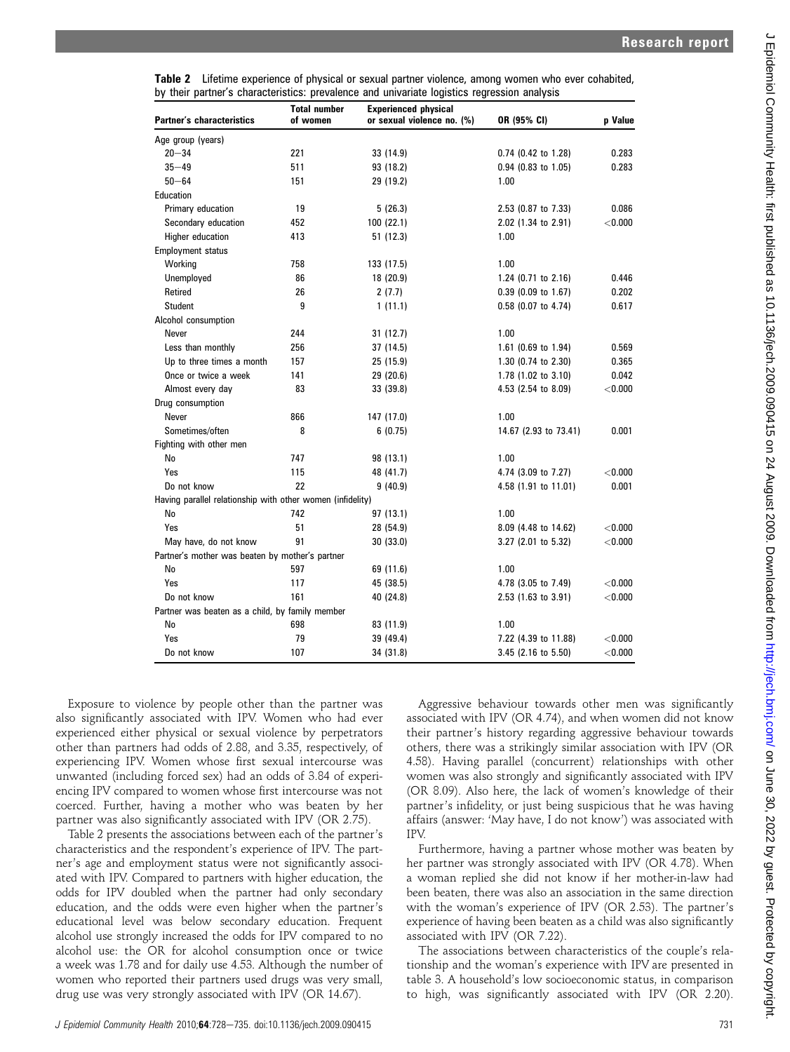**Table 2** Lifetime experience of physical or sexual partner violence, among women who ever cohabited, by their partner's characteristics: prevalence and univariate logistics regression analysis

| Partner's characteristics | Total number of women | Experienced physical or sexual violence no. (%) | OR (95% CI) | p Value |
|---|---|---|---|---|
| Age group (years) | | | | |
| 20−34 | 221 | 33 (14.9) | 0.74 (0.42 to 1.28) | 0.283 |
| 35−49 | 511 | 93 (18.2) | 0.94 (0.83 to 1.05) | 0.283 |
| 50−64 | 151 | 29 (19.2) | 1.00 | |
| Education | | | | |
| Primary education | 19 | 5 (26.3) | 2.53 (0.87 to 7.33) | 0.086 |
| Secondary education | 452 | 100 (22.1) | 2.02 (1.34 to 2.91) | <0.000 |
| Higher education | 413 | 51 (12.3) | 1.00 | |
| Employment status | | | | |
| Working | 758 | 133 (17.5) | 1.00 | |
| Unemployed | 86 | 18 (20.9) | 1.24 (0.71 to 2.16) | 0.446 |
| Retired | 26 | 2 (7.7) | 0.39 (0.09 to 1.67) | 0.202 |
| Student | 9 | 1 (11.1) | 0.58 (0.07 to 4.74) | 0.617 |
| Alcohol consumption | | | | |
| Never | 244 | 31 (12.7) | 1.00 | |
| Less than monthly | 256 | 37 (14.5) | 1.61 (0.69 to 1.94) | 0.569 |
| Up to three times a month | 157 | 25 (15.9) | 1.30 (0.74 to 2.30) | 0.365 |
| Once or twice a week | 141 | 29 (20.6) | 1.78 (1.02 to 3.10) | 0.042 |
| Almost every day | 83 | 33 (39.8) | 4.53 (2.54 to 8.09) | <0.000 |
| Drug consumption | | | | |
| Never | 866 | 147 (17.0) | 1.00 | |
| Sometimes/often | 8 | 6 (0.75) | 14.67 (2.93 to 73.41) | 0.001 |
| Fighting with other men | | | | |
| No | 747 | 98 (13.1) | 1.00 | |
| Yes | 115 | 48 (41.7) | 4.74 (3.09 to 7.27) | <0.000 |
| Do not know | 22 | 9 (40.9) | 4.58 (1.91 to 11.01) | 0.001 |
| Having parallel relationship with other women (infidelity) | | | | |
| No | 742 | 97 (13.1) | 1.00 | |
| Yes | 51 | 28 (54.9) | 8.09 (4.48 to 14.62) | <0.000 |
| May have, do not know | 91 | 30 (33.0) | 3.27 (2.01 to 5.32) | <0.000 |
| Partner's mother was beaten by mother's partner | | | | |
| No | 597 | 69 (11.6) | 1.00 | |
| Yes | 117 | 45 (38.5) | 4.78 (3.05 to 7.49) | <0.000 |
| Do not know | 161 | 40 (24.8) | 2.53 (1.63 to 3.91) | <0.000 |
| Partner was beaten as a child, by family member | | | | |
| No | 698 | 83 (11.9) | 1.00 | |
| Yes | 79 | 39 (49.4) | 7.22 (4.39 to 11.88) | <0.000 |
| Do not know | 107 | 34 (31.8) | 3.45 (2.16 to 5.50) | <0.000 |

Exposure to violence by people other than the partner was also significantly associated with IPV. Women who had ever experienced either physical or sexual violence by perpetrators other than partners had odds of 2.88, and 3.35, respectively, of experiencing IPV. Women whose first sexual intercourse was unwanted (including forced sex) had an odds of 3.84 of experiencing IPV compared to women whose first intercourse was not coerced. Further, having a mother who was beaten by her partner was also significantly associated with IPV (OR 2.75).

Table 2 presents the associations between each of the partner's characteristics and the respondent's experience of IPV. The partner's age and employment status were not significantly associated with IPV. Compared to partners with higher education, the odds for IPV doubled when the partner had only secondary education, and the odds were even higher when the partner's educational level was below secondary education. Frequent alcohol use strongly increased the odds for IPV compared to no alcohol use: the OR for alcohol consumption once or twice a week was 1.78 and for daily use 4.53. Although the number of women who reported their partners used drugs was very small, drug use was very strongly associated with IPV (OR 14.67).

Aggressive behaviour towards other men was significantly associated with IPV (OR 4.74), and when women did not know their partner's history regarding aggressive behaviour towards others, there was a strikingly similar association with IPV (OR 4.58). Having parallel (concurrent) relationships with other women was also strongly and significantly associated with IPV (OR 8.09). Also here, the lack of women's knowledge of their partner's infidelity, or just being suspicious that he was having affairs (answer: 'May have, I do not know') was associated with IPV.

Furthermore, having a partner whose mother was beaten by her partner was strongly associated with IPV (OR 4.78). When a woman replied she did not know if her mother-in-law had been beaten, there was also an association in the same direction with the woman's experience of IPV (OR 2.53). The partner's experience of having been beaten as a child was also significantly associated with IPV (OR 7.22).

The associations between characteristics of the couple's relationship and the woman's experience with IPV are presented in table 3. A household's low socioeconomic status, in comparison to high, was significantly associated with IPV (OR 2.20).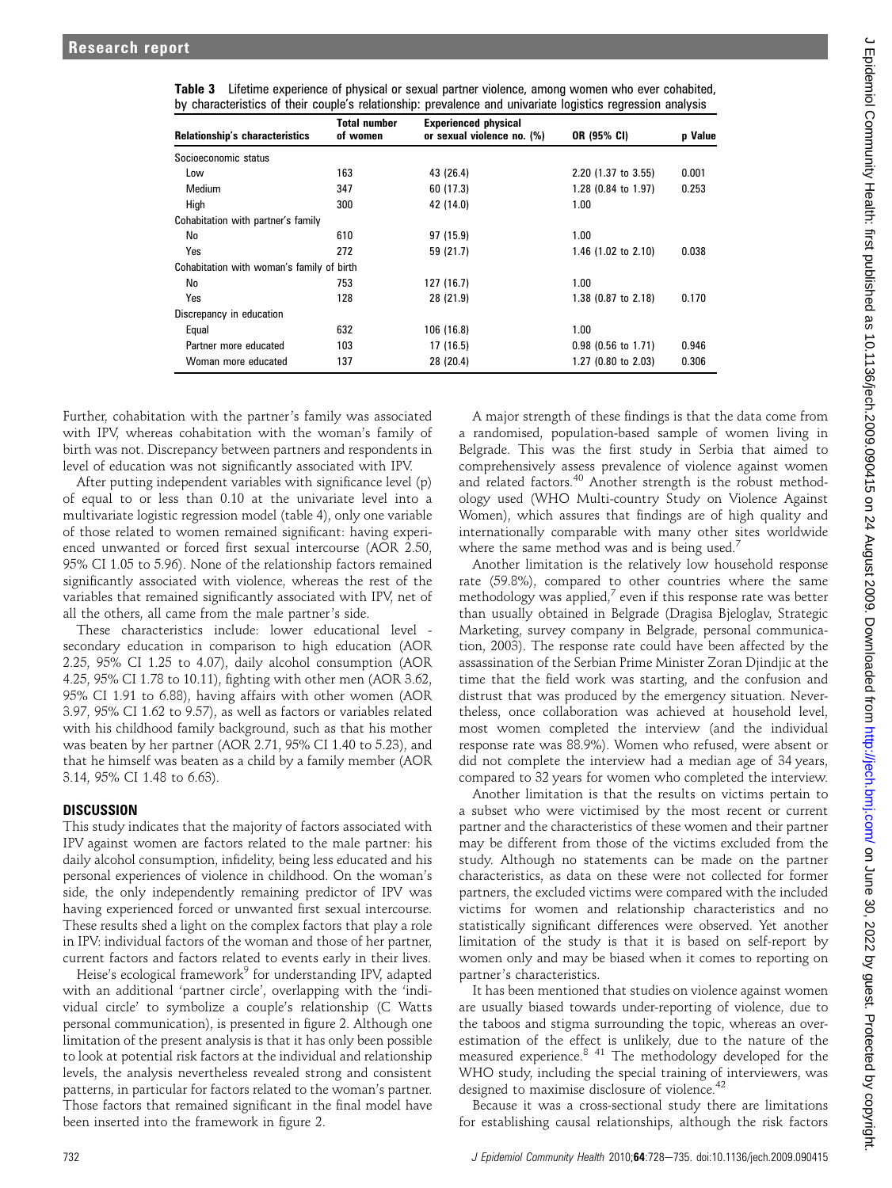**Table 3** Lifetime experience of physical or sexual partner violence, among women who ever cohabited, by characteristics of their couple's relationship: prevalence and univariate logistics regression analysis

| Relationship's characteristics | Total number of women | Experienced physical or sexual violence no. (%) | OR (95% CI) | p Value |
|---|---|---|---|---|
| Socioeconomic status | | | | |
| Low | 163 | 43 (26.4) | 2.20 (1.37 to 3.55) | 0.001 |
| Medium | 347 | 60 (17.3) | 1.28 (0.84 to 1.97) | 0.253 |
| High | 300 | 42 (14.0) | 1.00 | |
| Cohabitation with partner's family | | | | |
| No | 610 | 97 (15.9) | 1.00 | |
| Yes | 272 | 59 (21.7) | 1.46 (1.02 to 2.10) | 0.038 |
| Cohabitation with woman's family of birth | | | | |
| No | 753 | 127 (16.7) | 1.00 | |
| Yes | 128 | 28 (21.9) | 1.38 (0.87 to 2.18) | 0.170 |
| Discrepancy in education | | | | |
| Equal | 632 | 106 (16.8) | 1.00 | |
| Partner more educated | 103 | 17 (16.5) | 0.98 (0.56 to 1.71) | 0.946 |
| Woman more educated | 137 | 28 (20.4) | 1.27 (0.80 to 2.03) | 0.306 |

Further, cohabitation with the partner's family was associated with IPV, whereas cohabitation with the woman's family of birth was not. Discrepancy between partners and respondents in level of education was not significantly associated with IPV.

After putting independent variables with significance level (p) of equal to or less than 0.10 at the univariate level into a multivariate logistic regression model (table 4), only one variable of those related to women remained significant: having experienced unwanted or forced first sexual intercourse (AOR 2.50, 95% CI 1.05 to 5.96). None of the relationship factors remained significantly associated with violence, whereas the rest of the variables that remained significantly associated with IPV, net of all the others, all came from the male partner's side.

These characteristics include: lower educational level - secondary education in comparison to high education (AOR 2.25, 95% CI 1.25 to 4.07), daily alcohol consumption (AOR 4.25, 95% CI 1.78 to 10.11), fighting with other men (AOR 3.62, 95% CI 1.91 to 6.88), having affairs with other women (AOR 3.97, 95% CI 1.62 to 9.57), as well as factors or variables related with his childhood family background, such as that his mother was beaten by her partner (AOR 2.71, 95% CI 1.40 to 5.23), and that he himself was beaten as a child by a family member (AOR 3.14, 95% CI 1.48 to 6.63).

## DISCUSSION

This study indicates that the majority of factors associated with IPV against women are factors related to the male partner: his daily alcohol consumption, infidelity, being less educated and his personal experiences of violence in childhood. On the woman's side, the only independently remaining predictor of IPV was having experienced forced or unwanted first sexual intercourse. These results shed a light on the complex factors that play a role in IPV: individual factors of the woman and those of her partner, current factors and factors related to events early in their lives.

Heise's ecological framework[9] for understanding IPV, adapted with an additional 'partner circle', overlapping with the 'individual circle' to symbolize a couple's relationship (C Watts personal communication), is presented in figure 2. Although one limitation of the present analysis is that it has only been possible to look at potential risk factors at the individual and relationship levels, the analysis nevertheless revealed strong and consistent patterns, in particular for factors related to the woman's partner. Those factors that remained significant in the final model have been inserted into the framework in figure 2.

A major strength of these findings is that the data come from a randomised, population-based sample of women living in Belgrade. This was the first study in Serbia that aimed to comprehensively assess prevalence of violence against women and related factors.[40] Another strength is the robust methodology used (WHO Multi-country Study on Violence Against Women), which assures that findings are of high quality and internationally comparable with many other sites worldwide where the same method was and is being used.[7]

Another limitation is the relatively low household response rate (59.8%), compared to other countries where the same methodology was applied,[7] even if this response rate was better than usually obtained in Belgrade (Dragisa Bjeloglav, Strategic Marketing, survey company in Belgrade, personal communication, 2003). The response rate could have been affected by the assassination of the Serbian Prime Minister Zoran Djindjic at the time that the field work was starting, and the confusion and distrust that was produced by the emergency situation. Nevertheless, once collaboration was achieved at household level, most women completed the interview (and the individual response rate was 88.9%). Women who refused, were absent or did not complete the interview had a median age of 34 years, compared to 32 years for women who completed the interview.

Another limitation is that the results on victims pertain to a subset who were victimised by the most recent or current partner and the characteristics of these women and their partner may be different from those of the victims excluded from the study. Although no statements can be made on the partner characteristics, as data on these were not collected for former partners, the excluded victims were compared with the included victims for women and relationship characteristics and no statistically significant differences were observed. Yet another limitation of the study is that it is based on self-report by women only and may be biased when it comes to reporting on partner's characteristics.

It has been mentioned that studies on violence against women are usually biased towards under-reporting of the topic, due to the taboos and stigma surrounding the topic, whereas an overestimation of the effect is unlikely, due to the nature of the measured experience.[8 41] The methodology developed for the WHO study, including the special training of interviewers, was designed to maximise disclosure of violence.[42]

Because it was a cross-sectional study there are limitations for establishing causal relationships, although the risk factors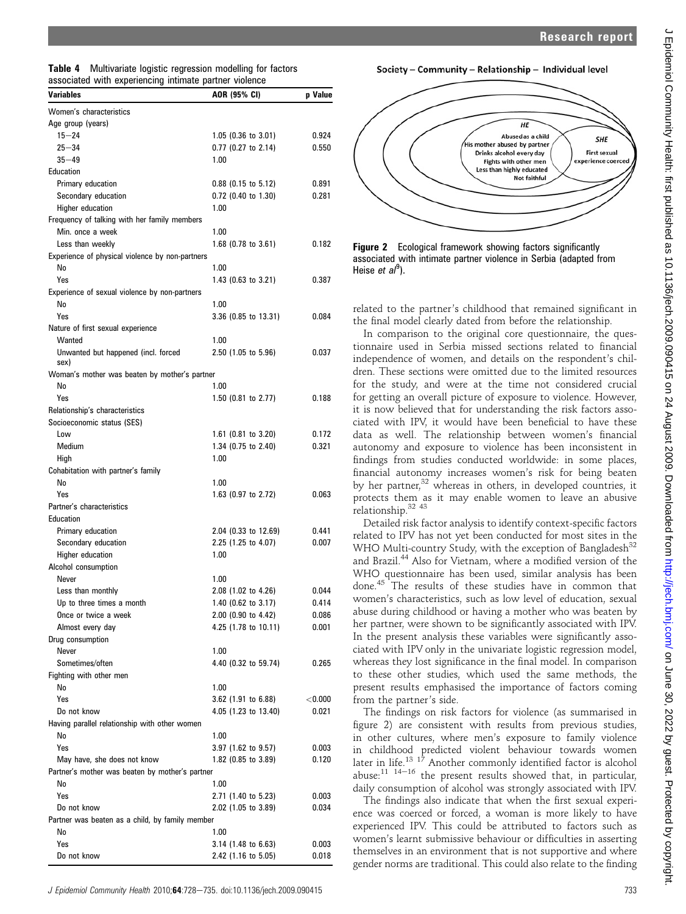**Table 4** Multivariate logistic regression modelling for factors associated with experiencing intimate partner violence

| Variables | AOR (95% CI) | p Value |
|---|---|---|
| Women's characteristics | | |
| Age group (years) | | |
| 15−24 | 1.05 (0.36 to 3.01) | 0.924 |
| 25−34 | 0.77 (0.27 to 2.14) | 0.550 |
| 35−49 | 1.00 | |
| Education | | |
| Primary education | 0.88 (0.15 to 5.12) | 0.891 |
| Secondary education | 0.72 (0.40 to 1.30) | 0.281 |
| Higher education | 1.00 | |
| Frequency of talking with her family members | | |
| Min. once a week | 1.00 | |
| Less than weekly | 1.68 (0.78 to 3.61) | 0.182 |
| Experience of physical violence by non-partners | | |
| No | 1.00 | |
| Yes | 1.43 (0.63 to 3.21) | 0.387 |
| Experience of sexual violence by non-partners | | |
| No | 1.00 | |
| Yes | 3.36 (0.85 to 13.31) | 0.084 |
| Nature of first sexual experience | | |
| Wanted | 1.00 | |
| Unwanted but happened (incl. forced sex) | 2.50 (1.05 to 5.96) | 0.037 |
| Woman's mother was beaten by mother's partner | | |
| No | 1.00 | |
| Yes | 1.50 (0.81 to 2.77) | 0.188 |
| Relationship's characteristics | | |
| Socioeconomic status (SES) | | |
| Low | 1.61 (0.81 to 3.20) | 0.172 |
| Medium | 1.34 (0.75 to 2.40) | 0.321 |
| High | 1.00 | |
| Cohabitation with partner's family | | |
| No | 1.00 | |
| Yes | 1.63 (0.97 to 2.72) | 0.063 |
| Partner's characteristics | | |
| Education | | |
| Primary education | 2.04 (0.33 to 12.69) | 0.441 |
| Secondary education | 2.25 (1.25 to 4.07) | 0.007 |
| Higher education | 1.00 | |
| Alcohol consumption | | |
| Never | 1.00 | |
| Less than monthly | 2.08 (1.02 to 4.26) | 0.044 |
| Up to three times a month | 1.40 (0.62 to 3.17) | 0.414 |
| Once or twice a week | 2.00 (0.90 to 4.42) | 0.086 |
| Almost every day | 4.25 (1.78 to 10.11) | 0.001 |
| Drug consumption | | |
| Never | 1.00 | |
| Sometimes/often | 4.40 (0.32 to 59.74) | 0.265 |
| Fighting with other men | | |
| No | 1.00 | |
| Yes | 3.62 (1.91 to 6.88) | <0.000 |
| Do not know | 4.05 (1.23 to 13.40) | 0.021 |
| Having parallel relationship with other women | | |
| No | 1.00 | |
| Yes | 3.97 (1.62 to 9.57) | 0.003 |
| May have, she does not know | 1.82 (0.85 to 3.89) | 0.120 |
| Partner's mother was beaten by mother's partner | | |
| No | 1.00 | |
| Yes | 2.71 (1.40 to 5.23) | 0.003 |
| Do not know | 2.02 (1.05 to 3.89) | 0.034 |
| Partner was beaten as a child, by family member | | |
| No | 1.00 | |
| Yes | 3.14 (1.48 to 6.63) | 0.003 |
| Do not know | 2.42 (1.16 to 5.05) | 0.018 |

Society – Community – Relationship – Individual level

HE: Abused as a child; His mother abused by partner; Drinks alcohol every day; Fights with other men; Less than highly educated; Not faithful

SHE: First sexual experience coerced

**Figure 2** Ecological framework showing factors significantly associated with intimate partner violence in Serbia (adapted from Heise *et al*[9]).

related to the partner's childhood that remained significant in the final model clearly dated from before the relationship.

In comparison to the original core questionnaire, the questionnaire used in Serbia missed sections related to financial independence of women, and details on the respondent's children. These sections were omitted due to the limited resources for the study, and were at the time not considered crucial for getting an overall picture of exposure to violence. However, it is now believed that for understanding the risk factors associated with IPV, it would have been beneficial to have these data as well. The relationship between women's financial autonomy and exposure to violence has been inconsistent in findings from studies conducted worldwide: in some places, financial autonomy increases women's risk for being beaten by her partner,[32] whereas in others, in developed countries, it protects them as it may enable women to leave an abusive relationship.[32 43]

Detailed risk factor analysis to identify context-specific factors related to IPV has not yet been conducted for most sites in the WHO Multi-country Study, with the exception of Bangladesh[32] and Brazil.[44] Also for Vietnam, where a modified version of the WHO questionnaire has been used, similar analysis has been done.[45] The results of these studies have in common that women's characteristics, such as low level of education, sexual abuse during childhood or having a mother who was beaten by her partner, were shown to be significantly associated with IPV. In the present analysis these variables were significantly associated with IPV only in the univariate logistic regression model, whereas they lost significance in the final model. In comparison to these other studies, which used the same methods, the present results emphasised the importance of factors coming from the partner's side.

The findings on risk factors for violence (as summarised in figure 2) are consistent with results from previous studies, in other cultures, where men's exposure to family violence in childhood predicted violent behaviour towards women later in life.[13 17] Another commonly identified factor is alcohol abuse:[11 14–16] the present results showed that, in particular, daily consumption of alcohol was strongly associated with IPV.

The findings also indicate that when the first sexual experience was coerced or forced, a woman is more likely to have experienced IPV. This could be attributed to factors such as women's learnt submissive behaviour or difficulties in asserting themselves in an environment that is not supportive and where gender norms are traditional. This could also relate to the finding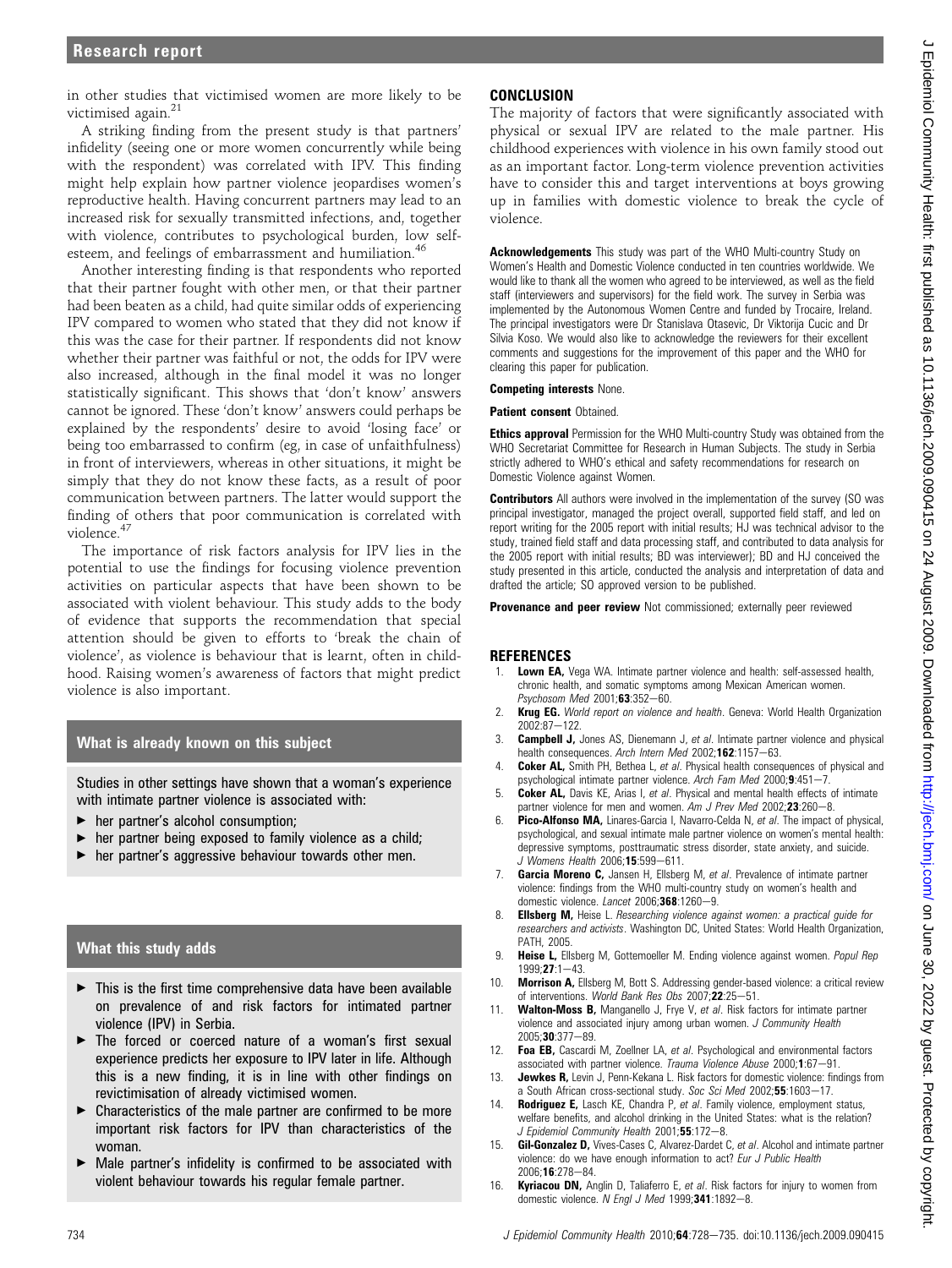in other studies that victimised women are more likely to be victimised again.[21]

A striking finding from the present study is that partners' infidelity (seeing one or more women concurrently while being with the respondent) was correlated with IPV. This finding might help explain how partner violence jeopardises women's reproductive health. Having concurrent partners may lead to an increased risk for sexually transmitted infections, and, together with violence, contributes to psychological burden, low self-esteem, and feelings of embarrassment and humiliation.[46]

Another interesting finding is that respondents who reported that their partner fought with other men, or that their partner had been beaten as a child, had quite similar odds of experiencing IPV compared to women who stated that they did not know if this was the case for their partner. If respondents did not know whether their partner was faithful or not, the odds for IPV were also increased, although in the final model it was no longer statistically significant. This shows that 'don't know' answers cannot be ignored. These 'don't know' answers could perhaps be explained by the respondents' desire to avoid 'losing face' or being too embarrassed to confirm (eg, in case of unfaithfulness) in front of interviewers, whereas in other situations, it might be simply that they do not know these facts, as a result of poor communication between partners. The latter would support the finding of others that poor communication is correlated with violence.[47]

The importance of risk factors analysis for IPV lies in the potential to use the findings for focusing violence prevention activities on particular aspects that have been shown to be associated with violent behaviour. This study adds to the body of evidence that supports the recommendation that special attention should be given to efforts to 'break the chain of violence', as violence is behaviour that is learnt, often in childhood. Raising women's awareness of factors that might predict violence is also important.

### What is already known on this subject

Studies in other settings have shown that a woman's experience with intimate partner violence is associated with:

- her partner's alcohol consumption;
- her partner being exposed to family violence as a child;
- her partner's aggressive behaviour towards other men.

### What this study adds

- This is the first time comprehensive data have been available on prevalence of and risk factors for intimated partner violence (IPV) in Serbia.
- The forced or coerced nature of a woman's first sexual experience predicts her exposure to IPV later in life. Although this is a new finding, it is in line with other findings on revictimisation of already victimised women.
- Characteristics of the male partner are confirmed to be more important risk factors for IPV than characteristics of the woman.
- Male partner's infidelity is confirmed to be associated with violent behaviour towards his regular female partner.

## CONCLUSION

The majority of factors that were significantly associated with physical or sexual IPV are related to the male partner. His childhood experiences with violence in his own family stood out as an important factor. Long-term violence prevention activities have to consider this and target interventions at boys growing up in families with domestic violence to break the cycle of violence.

**Acknowledgements** This study was part of the WHO Multi-country Study on Women's Health and Domestic Violence conducted in ten countries worldwide. We would like to thank all the women who agreed to be interviewed, as well as the field staff (interviewers and supervisors) for the field work. The survey in Serbia was implemented by the Autonomous Women Centre and funded by Trocaire, Ireland. The principal investigators were Dr Stanislava Otasevic, Dr Viktorija Cucic and Dr Silvia Koso. We would also like to acknowledge the reviewers for their excellent comments and suggestions for the improvement of this paper and the WHO for clearing this paper for publication.

**Competing interests** None.

**Patient consent** Obtained.

**Ethics approval** Permission for the WHO Multi-country Study was obtained from the WHO Secretariat Committee for Research in Human Subjects. The study in Serbia strictly adhered to WHO's ethical and safety recommendations for research on Domestic Violence against Women.

**Contributors** All authors were involved in the implementation of the survey (SO was principal investigator, managed the project overall, supported field staff, and led on report writing for the 2005 report with initial results; HJ was technical advisor to the study, trained field staff and data processing staff, and contributed to data analysis for the 2005 report with initial results; BD was interviewer); BD and HJ conceived the study presented in this article, conducted the analysis and interpretation of data and drafted the article; SO approved version to be published.

**Provenance and peer review** Not commissioned; externally peer reviewed

## REFERENCES

1. **Lown EA,** Vega WA. Intimate partner violence and health: self-assessed health, chronic health, and somatic symptoms among Mexican American women. *Psychosom Med* 2001;**63**:352–60.
2. **Krug EG.** *World report on violence and health*. Geneva: World Health Organization 2002:87–122.
3. **Campbell J,** Jones AS, Dienemann J, *et al*. Intimate partner violence and physical health consequences. *Arch Intern Med* 2002;**162**:1157–63.
4. **Coker AL,** Smith PH, Bethea L, *et al*. Physical health consequences of physical and psychological intimate partner violence. *Arch Fam Med* 2000;**9**:451–7.
5. **Coker AL,** Davis KE, Arias I, *et al*. Physical and mental health effects of intimate partner violence for men and women. *Am J Prev Med* 2002;**23**:260–8.
6. **Pico-Alfonso MA,** Linares-Garcia I, Navarro-Celda N, *et al*. The impact of physical, psychological, and sexual intimate male partner violence on women's mental health: depressive symptoms, posttraumatic stress disorder, state anxiety, and suicide. *J Womens Health* 2006;**15**:599–611.
7. **Garcia Moreno C,** Jansen H, Ellsberg M, *et al*. Prevalence of intimate partner violence: findings from the WHO multi-country study on women's health and domestic violence. *Lancet* 2006;**368**:1260–9.
8. **Ellsberg M,** Heise L. *Researching violence against women: a practical guide for researchers and activists*. Washington DC, United States: World Health Organization, PATH, 2005.
9. **Heise L,** Ellsberg M, Gottemoeller M. Ending violence against women. *Popul Rep* 1999;**27**:1–43.
10. **Morrison A,** Ellsberg M, Bott S. Addressing gender-based violence: a critical review of interventions. *World Bank Res Obs* 2007;**22**:25–51.
11. **Walton-Moss B,** Manganello J, Frye V, *et al*. Risk factors for intimate partner violence and associated injury among urban women. *J Community Health* 2005;**30**:377–89.
12. **Foa EB,** Cascardi M, Zoellner LA, *et al*. Psychological and environmental factors associated with partner violence. *Trauma Violence Abuse* 2000;**1**:67–91.
13. **Jewkes R,** Levin J, Penn-Kekana L. Risk factors for domestic violence: findings from a South African cross-sectional study. *Soc Sci Med* 2002;**55**:1603–17.
14. **Rodriguez E,** Lasch KE, Chandra P, *et al*. Family violence, employment status, welfare benefits, and alcohol drinking in the United States: what is the relation? *J Epidemiol Community Health* 2001;**55**:172–8.
15. **Gil-Gonzalez D,** Vives-Cases C, Alvarez-Dardet C, *et al*. Alcohol and intimate partner violence: do we have enough information to act? *Eur J Public Health* 2006;**16**:278–84.
16. **Kyriacou DN,** Anglin D, Taliaferro E, *et al*. Risk factors for injury to women from domestic violence. *N Engl J Med* 1999;**341**:1892–8.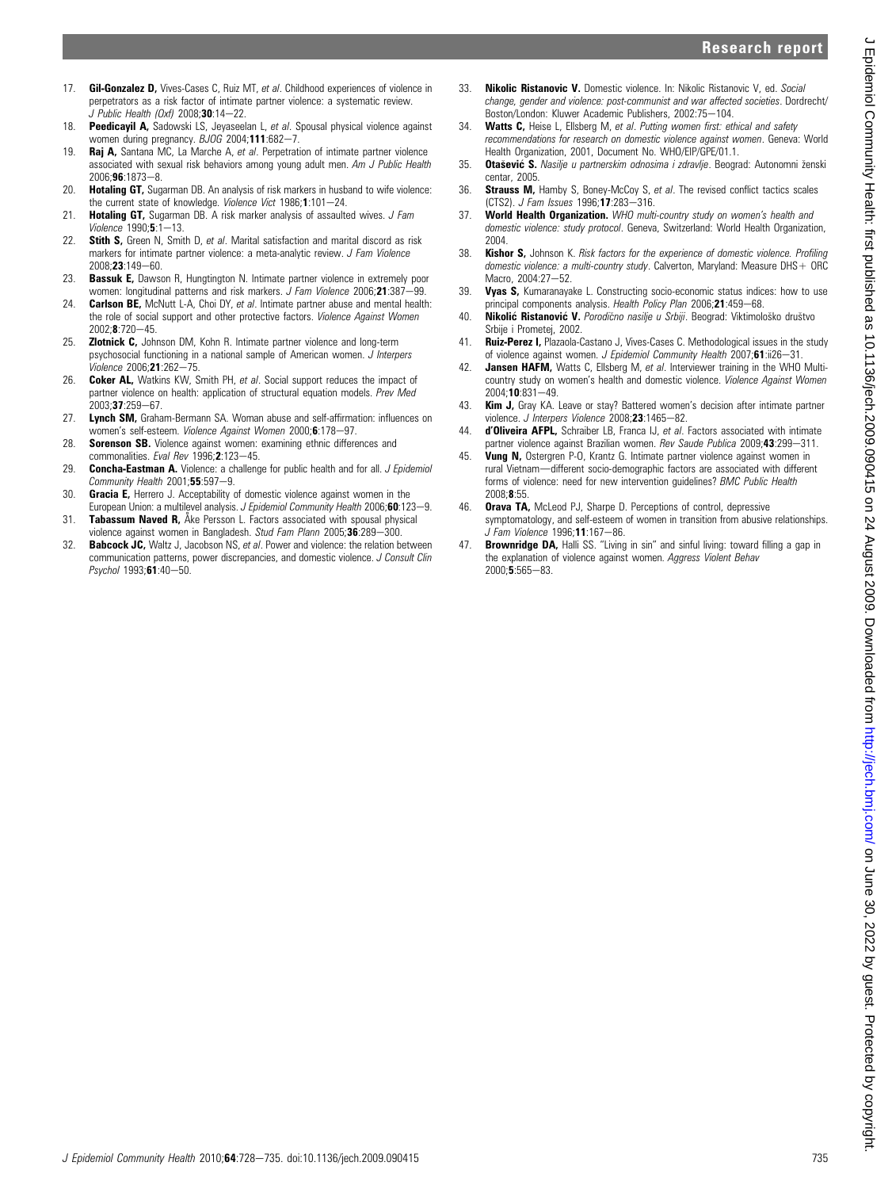17. **Gil-Gonzalez D,** Vives-Cases C, Ruiz MT, *et al*. Childhood experiences of violence in perpetrators as a risk factor of intimate partner violence: a systematic review. *J Public Health (Oxf)* 2008;**30**:14—22.
18. **Peedicayil A,** Sadowski LS, Jeyaseelan L, *et al*. Spousal physical violence against women during pregnancy. *BJOG* 2004;**111**:682—7.
19. **Raj A,** Santana MC, La Marche A, *et al*. Perpetration of intimate partner violence associated with sexual risk behaviors among young adult men. *Am J Public Health* 2006;**96**:1873—8.
20. **Hotaling GT,** Sugarman DB. An analysis of risk markers in husband to wife violence: the current state of knowledge. *Violence Vict* 1986;**1**:101—24.
21. **Hotaling GT,** Sugarman DB. A risk marker analysis of assaulted wives. *J Fam Violence* 1990;**5**:1—13.
22. **Stith S,** Green N, Smith D, *et al*. Marital satisfaction and marital discord as risk markers for intimate partner violence: a meta-analytic review. *J Fam Violence* 2008;**23**:149—60.
23. **Bassuk E,** Dawson R, Hungtington N. Intimate partner violence in extremely poor women: longitudinal patterns and risk markers. *J Fam Violence* 2006;**21**:387—99.
24. **Carlson BE,** McNutt L-A, Choi DY, *et al*. Intimate partner abuse and mental health: the role of social support and other protective factors. *Violence Against Women* 2002;**8**:720—45.
25. **Zlotnick C,** Johnson DM, Kohn R. Intimate partner violence and long-term psychosocial functioning in a national sample of American women. *J Interpers Violence* 2006;**21**:262—75.
26. **Coker AL,** Watkins KW, Smith PH, *et al*. Social support reduces the impact of partner violence on health: application of structural equation models. *Prev Med* 2003;**37**:259—67.
27. **Lynch SM,** Graham-Bermann SA. Woman abuse and self-affirmation: influences on women's self-esteem. *Violence Against Women* 2000;**6**:178—97.
28. **Sorenson SB.** Violence against women: examining ethnic differences and commonalities. *Eval Rev* 1996;**2**:123—45.
29. **Concha-Eastman A.** Violence: a challenge for public health and for all. *J Epidemiol Community Health* 2001;**55**:597—9.
30. **Gracia E,** Herrero J. Acceptability of domestic violence against women in the European Union: a multilevel analysis. *J Epidemiol Community Health* 2006;**60**:123—9.
31. **Tabassum Naved R,** Åke Persson L. Factors associated with spousal physical violence against women in Bangladesh. *Stud Fam Plann* 2005;**36**:289—300.
32. **Babcock JC,** Waltz J, Jacobson NS, *et al*. Power and violence: the relation between communication patterns, power discrepancies, and domestic violence. *J Consult Clin Psychol* 1993;**61**:40—50.
33. **Nikolic Ristanovic V.** Domestic violence. In: Nikolic Ristanovic V, ed. *Social change, gender and violence: post-communist and war affected societies*. Dordrecht/Boston/London: Kluwer Academic Publishers, 2002:75—104.
34. **Watts C,** Heise L, Ellsberg M, *et al*. *Putting women first: ethical and safety recommendations for research on domestic violence against women*. Geneva: World Health Organization, 2001, Document No. WHO/EIP/GPE/01.1.
35. **Otašević S.** *Nasilje u partnerskim odnosima i zdravlje*. Beograd: Autonomni ženski centar, 2005.
36. **Strauss M,** Hamby S, Boney-McCoy S, *et al*. The revised conflict tactics scales (CTS2). *J Fam Issues* 1996;**17**:283—316.
37. **World Health Organization.** *WHO multi-country study on women's health and domestic violence: study protocol*. Geneva, Switzerland: World Health Organization, 2004.
38. **Kishor S,** Johnson K. *Risk factors for the experience of domestic violence. Profiling domestic violence: a multi-country study*. Calverton, Maryland: Measure DHS+ ORC Macro, 2004:27—52.
39. **Vyas S,** Kumaranayake L. Constructing socio-economic status indices: how to use principal components analysis. *Health Policy Plan* 2006;**21**:459—68.
40. **Nikolić Ristanović V.** *Porodično nasilje u Srbiji*. Beograd: Viktimološko društvo Srbije i Prometej, 2002.
41. **Ruiz-Perez I,** Plazaola-Castano J, Vives-Cases C. Methodological issues in the study of violence against women. *J Epidemiol Community Health* 2007;**61**:ii26—31.
42. **Jansen HAFM,** Watts C, Ellsberg M, *et al*. Interviewer training in the WHO Multi-country study on women's health and domestic violence. *Violence Against Women* 2004;**10**:831—49.
43. **Kim J,** Gray KA. Leave or stay? Battered women's decision after intimate partner violence. *J Interpers Violence* 2008;**23**:1465—82.
44. **d'Oliveira AFPL,** Schraiber LB, Franca IJ, *et al*. Factors associated with intimate partner violence against Brazilian women. *Rev Saude Publica* 2009;**43**:299—311.
45. **Vung N,** Ostergren P-O, Krantz G. Intimate partner violence against women in rural Vietnam—different socio-demographic factors are associated with different forms of violence: need for new intervention guidelines? *BMC Public Health* 2008;**8**:55.
46. **Orava TA,** McLeod PJ, Sharpe D. Perceptions of control, depressive symptomatology, and self-esteem of women in transition from abusive relationships. *J Fam Violence* 1996;**11**:167—86.
47. **Brownridge DA,** Halli SS. "Living in sin" and sinful living: toward filling a gap in the explanation of violence against women. *Aggress Violent Behav* 2000;**5**:565—83.